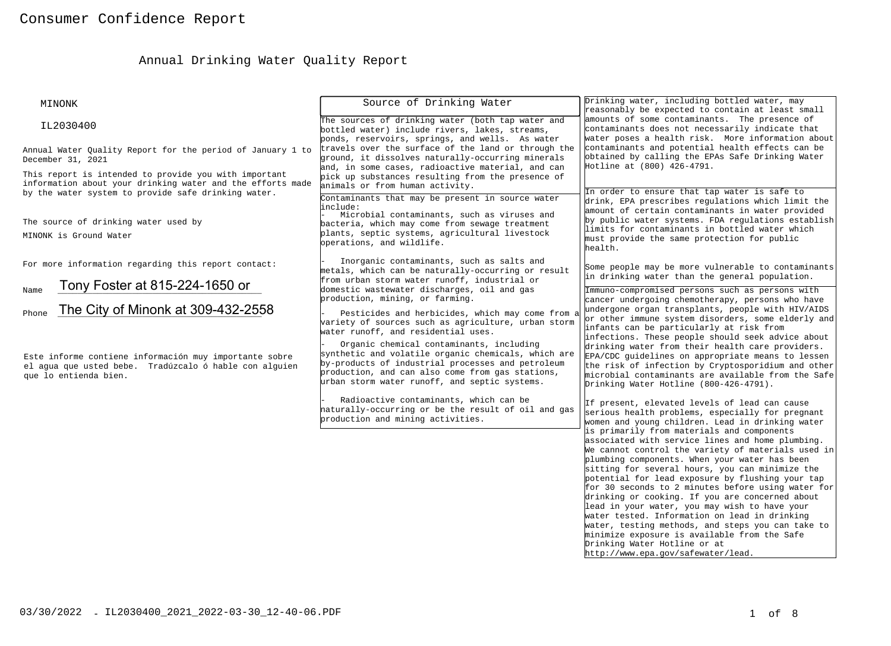# Consumer Confidence Report

## Annual Drinking Water Quality Report

MINONK

IL2030400

Annual Water Quality Report for the period of January 1 to December 31, 2021

This report is intended to provide you with important information about your drinking water and the efforts made by the water system to provide safe drinking water.

The source of drinking water used by MINONK is Ground Water

For more information regarding this report contact:

Name Tony Foster at 815-224-1650 or

Phone The City of Minonk at 309-432-2558

Este informe contiene información muy importante sobre el agua que usted bebe. Tradúzcalo ó hable con alguien que lo entienda bien.

### Source of Drinking Water

The sources of drinking water (both tap water and bottled water) include rivers, lakes, streams, ponds, reservoirs, springs, and wells. As water travels over the surface of the land or through the ground, it dissolves naturally-occurring minerals and, in some cases, radioactive material, and can pick up substances resulting from the presence of animals or from human activity.

Contaminants that may be present in source water include:

- Microbial contaminants, such as viruses and bacteria, which may come from sewage treatment plants, septic systems, agricultural livestock operations, and wildlife.
- Inorganic contaminants, such as salts and metals, which can be naturally-occurring or result from urban storm water runoff, industrial or domestic wastewater discharges, oil and gas production, mining, or farming.
- Pesticides and herbicides, which may come from a variety of sources such as agriculture, urban storm water runoff, and residential uses.
- Organic chemical contaminants, including synthetic and volatile organic chemicals, which are by-products of industrial processes and petroleum production, and can also come from gas stations, urban storm water runoff, and septic systems.
- Radioactive contaminants, which can be naturally-occurring or be the result of oil and gas production and mining activities.

Drinking water, including bottled water, may reasonably be expected to contain at least small amounts of some contaminants. The presence of contaminants does not necessarily indicate that water poses a health risk. More information about contaminants and potential health effects can be obtained by calling the EPAs Safe Drinking Water Hotline at (800) 426-4791.

In order to ensure that tap water is safe to drink, EPA prescribes regulations which limit the amount of certain contaminants in water provided by public water systems. FDA regulations establish limits for contaminants in bottled water which must provide the same protection for public health.

Some people may be more vulnerable to contaminants in drinking water than the general population.

Immuno-compromised persons such as persons with cancer undergoing chemotherapy, persons who have undergone organ transplants, people with HIV/AIDS or other immune system disorders, some elderly and infants can be particularly at risk from infections. These people should seek advice about drinking water from their health care providers. EPA/CDC guidelines on appropriate means to lessen the risk of infection by Cryptosporidium and other microbial contaminants are available from the Safe Drinking Water Hotline (800-426-4791).

If present, elevated levels of lead can cause serious health problems, especially for pregnant women and young children. Lead in drinking water is primarily from materials and components associated with service lines and home plumbing. We cannot control the variety of materials used in plumbing components. When your water has been sitting for several hours, you can minimize the potential for lead exposure by flushing your tap for 30 seconds to 2 minutes before using water for drinking or cooking. If you are concerned about lead in your water, you may wish to have your water tested. Information on lead in drinking water, testing methods, and steps you can take to minimize exposure is available from the Safe Drinking Water Hotline or at http://www.epa.gov/safewater/lead.

03/30/2022 - IL2030400_2021_2022-03-30_12-40-06.PDF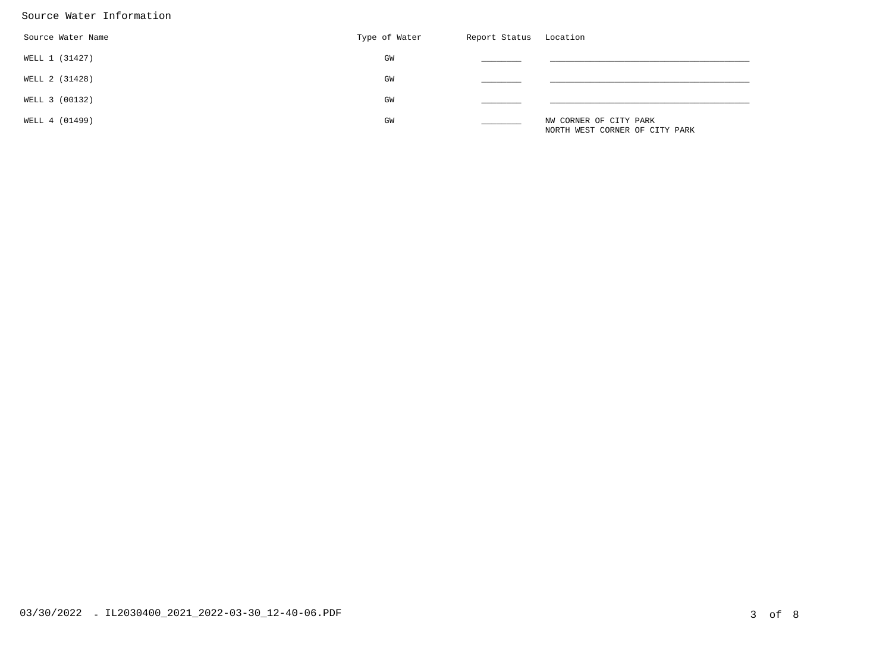## Source Water Information

| Source Water Name | Type of Water | Report Status | Location |
|---|---|---|---|
| WELL 1 (31427) | GW | ________ | ________________________________________ |
| WELL 2 (31428) | GW | ________ | ________________________________________ |
| WELL 3 (00132) | GW | ________ | ________________________________________ |
| WELL 4 (01499) | GW | ________ | NW CORNER OF CITY PARK<br>NORTH WEST CORNER OF CITY PARK |

03/30/2022 - IL2030400_2021_2022-03-30_12-40-06.PDF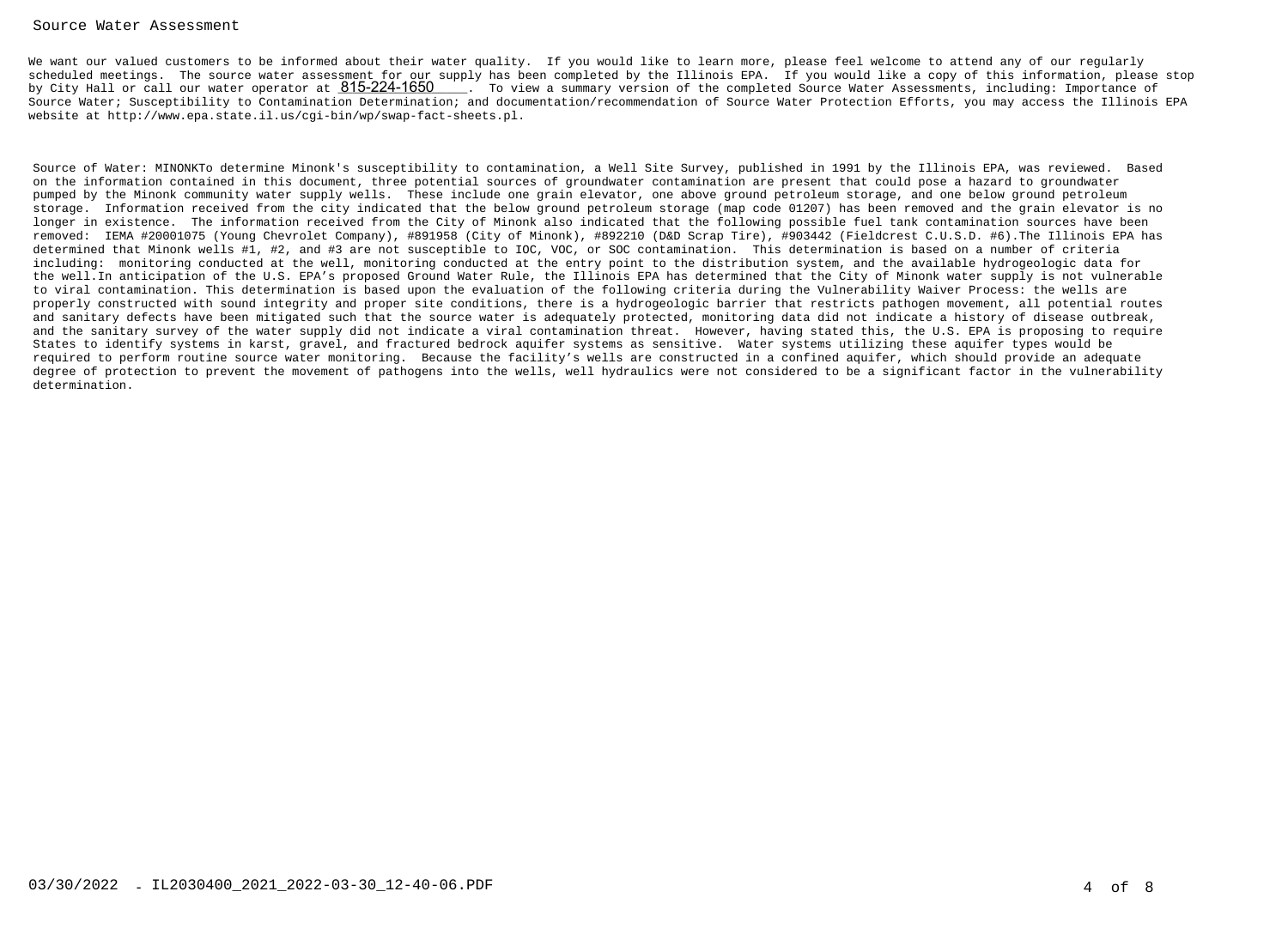## Source Water Assessment

We want our valued customers to be informed about their water quality. If you would like to learn more, please feel welcome to attend any of our regularly scheduled meetings. The source water assessment for our supply has been completed by the Illinois EPA. If you would like a copy of this information, please stop by City Hall or call our water operator at 815-224-1650. To view a summary version of the completed Source Water Assessments, including: Importance of Source Water; Susceptibility to Contamination Determination; and documentation/recommendation of Source Water Protection Efforts, you may access the Illinois EPA website at http://www.epa.state.il.us/cgi-bin/wp/swap-fact-sheets.pl.

Source of Water: MINONKTo determine Minonk's susceptibility to contamination, a Well Site Survey, published in 1991 by the Illinois EPA, was reviewed. Based on the information contained in this document, three potential sources of groundwater contamination are present that could pose a hazard to groundwater pumped by the Minonk community water supply wells. These include one grain elevator, one above ground petroleum storage, and one below ground petroleum storage. Information received from the city indicated that the below ground petroleum storage (map code 01207) has been removed and the grain elevator is no longer in existence. The information received from the City of Minonk also indicated that the following possible fuel tank contamination sources have been removed: IEMA #20001075 (Young Chevrolet Company), #891958 (City of Minonk), #892210 (D&D Scrap Tire), #903442 (Fieldcrest C.U.S.D. #6).The Illinois EPA has determined that Minonk wells #1, #2, and #3 are not susceptible to IOC, VOC, or SOC contamination. This determination is based on a number of criteria including: monitoring conducted at the well, monitoring conducted at the entry point to the distribution system, and the available hydrogeologic data for the well.In anticipation of the U.S. EPA's proposed Ground Water Rule, the Illinois EPA has determined that the City of Minonk water supply is not vulnerable to viral contamination. This determination is based upon the evaluation of the following criteria during the Vulnerability Waiver Process: the wells are properly constructed with sound integrity and proper site conditions, there is a hydrogeologic barrier that restricts pathogen movement, all potential routes and sanitary defects have been mitigated such that the source water is adequately protected, monitoring data did not indicate a history of disease outbreak, and the sanitary survey of the water supply did not indicate a viral contamination threat. However, having stated this, the U.S. EPA is proposing to require States to identify systems in karst, gravel, and fractured bedrock aquifer systems as sensitive. Water systems utilizing these aquifer types would be required to perform routine source water monitoring. Because the facility's wells are constructed in a confined aquifer, which should provide an adequate degree of protection to prevent the movement of pathogens into the wells, well hydraulics were not considered to be a significant factor in the vulnerability determination.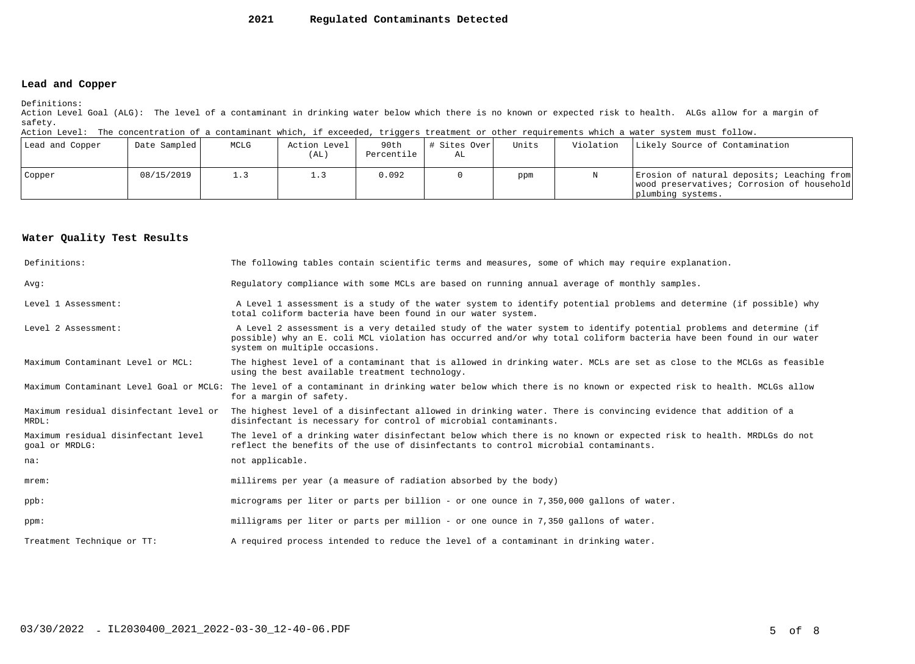# 2021 Regulated Contaminants Detected

## Lead and Copper

Definitions:
Action Level Goal (ALG): The level of a contaminant in drinking water below which there is no known or expected risk to health. ALGs allow for a margin of safety.
Action Level: The concentration of a contaminant which, if exceeded, triggers treatment or other requirements which a water system must follow.

| Lead and Copper | Date Sampled | MCLG | Action Level (AL) | 90th Percentile | # Sites Over AL | Units | Violation | Likely Source of Contamination |
|---|---|---|---|---|---|---|---|---|
| Copper | 08/15/2019 | 1.3 | 1.3 | 0.092 | 0 | ppm | N | Erosion of natural deposits; Leaching from wood preservatives; Corrosion of household plumbing systems. |

## Water Quality Test Results

| | |
|---|---|
| Definitions: | The following tables contain scientific terms and measures, some of which may require explanation. |
| Avg: | Regulatory compliance with some MCLs are based on running annual average of monthly samples. |
| Level 1 Assessment: | A Level 1 assessment is a study of the water system to identify potential problems and determine (if possible) why total coliform bacteria have been found in our water system. |
| Level 2 Assessment: | A Level 2 assessment is a very detailed study of the water system to identify potential problems and determine (if possible) why an E. coli MCL violation has occurred and/or why total coliform bacteria have been found in our water system on multiple occasions. |
| Maximum Contaminant Level or MCL: | The highest level of a contaminant that is allowed in drinking water. MCLs are set as close to the MCLGs as feasible using the best available treatment technology. |
| Maximum Contaminant Level Goal or MCLG: | The level of a contaminant in drinking water below which there is no known or expected risk to health. MCLGs allow for a margin of safety. |
| Maximum residual disinfectant level or MRDL: | The highest level of a disinfectant allowed in drinking water. There is convincing evidence that addition of a disinfectant is necessary for control of microbial contaminants. |
| Maximum residual disinfectant level goal or MRDLG: | The level of a drinking water disinfectant below which there is no known or expected risk to health. MRDLGs do not reflect the benefits of the use of disinfectants to control microbial contaminants. |
| na: | not applicable. |
| mrem: | millirems per year (a measure of radiation absorbed by the body) |
| ppb: | micrograms per liter or parts per billion - or one ounce in 7,350,000 gallons of water. |
| ppm: | milligrams per liter or parts per million - or one ounce in 7,350 gallons of water. |
| Treatment Technique or TT: | A required process intended to reduce the level of a contaminant in drinking water. |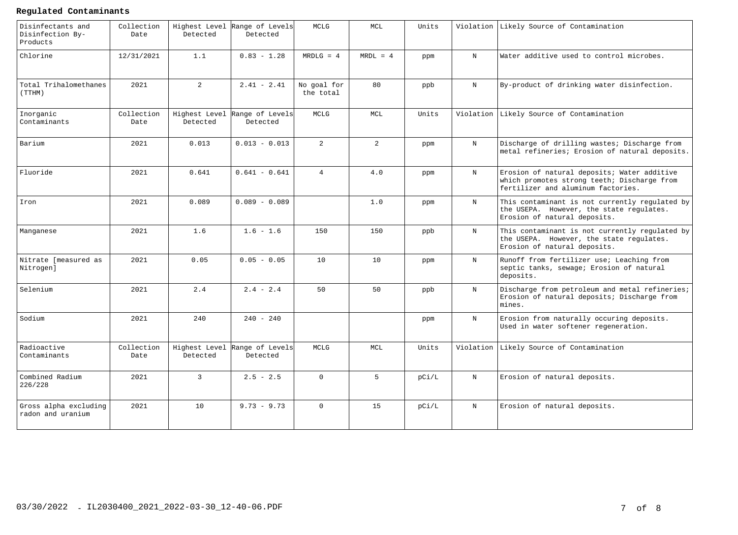**Regulated Contaminants**

| Disinfectants and Disinfection By-Products | Collection Date | Highest Level Detected | Range of Levels Detected | MCLG | MCL | Units | Violation | Likely Source of Contamination |
|---|---|---|---|---|---|---|---|---|
| Chlorine | 12/31/2021 | 1.1 | 0.83 - 1.28 | MRDLG = 4 | MRDL = 4 | ppm | N | Water additive used to control microbes. |
| Total Trihalomethanes (TTHM) | 2021 | 2 | 2.41 - 2.41 | No goal for the total | 80 | ppb | N | By-product of drinking water disinfection. |
| Inorganic Contaminants | Collection Date | Highest Level Detected | Range of Levels Detected | MCLG | MCL | Units | Violation | Likely Source of Contamination |
| Barium | 2021 | 0.013 | 0.013 - 0.013 | 2 | 2 | ppm | N | Discharge of drilling wastes; Discharge from metal refineries; Erosion of natural deposits. |
| Fluoride | 2021 | 0.641 | 0.641 - 0.641 | 4 | 4.0 | ppm | N | Erosion of natural deposits; Water additive which promotes strong teeth; Discharge from fertilizer and aluminum factories. |
| Iron | 2021 | 0.089 | 0.089 - 0.089 | | 1.0 | ppm | N | This contaminant is not currently regulated by the USEPA. However, the state regulates. Erosion of natural deposits. |
| Manganese | 2021 | 1.6 | 1.6 - 1.6 | 150 | 150 | ppb | N | This contaminant is not currently regulated by the USEPA. However, the state regulates. Erosion of natural deposits. |
| Nitrate [measured as Nitrogen] | 2021 | 0.05 | 0.05 - 0.05 | 10 | 10 | ppm | N | Runoff from fertilizer use; Leaching from septic tanks, sewage; Erosion of natural deposits. |
| Selenium | 2021 | 2.4 | 2.4 - 2.4 | 50 | 50 | ppb | N | Discharge from petroleum and metal refineries; Erosion of natural deposits; Discharge from mines. |
| Sodium | 2021 | 240 | 240 - 240 | | | ppm | N | Erosion from naturally occuring deposits. Used in water softener regeneration. |
| Radioactive Contaminants | Collection Date | Highest Level Detected | Range of Levels Detected | MCLG | MCL | Units | Violation | Likely Source of Contamination |
| Combined Radium 226/228 | 2021 | 3 | 2.5 - 2.5 | 0 | 5 | pCi/L | N | Erosion of natural deposits. |
| Gross alpha excluding radon and uranium | 2021 | 10 | 9.73 - 9.73 | 0 | 15 | pCi/L | N | Erosion of natural deposits. |

03/30/2022 - IL2030400_2021_2022-03-30_12-40-06.PDF